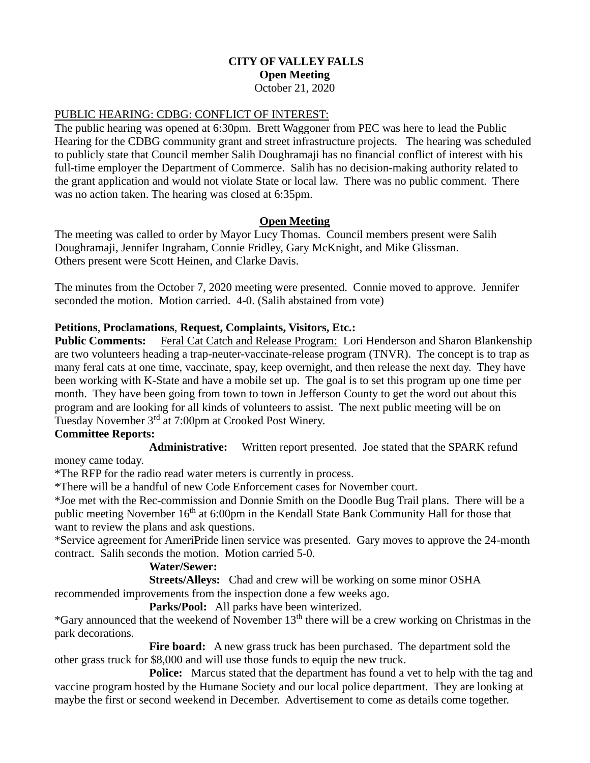**CITY OF VALLEY FALLS**
**Open Meeting**
October 21, 2020

PUBLIC HEARING: CDBG: CONFLICT OF INTEREST:

The public hearing was opened at 6:30pm. Brett Waggoner from PEC was here to lead the Public Hearing for the CDBG community grant and street infrastructure projects. The hearing was scheduled to publicly state that Council member Salih Doughramaji has no financial conflict of interest with his full-time employer the Department of Commerce. Salih has no decision-making authority related to the grant application and would not violate State or local law. There was no public comment. There was no action taken. The hearing was closed at 6:35pm.

**Open Meeting**

The meeting was called to order by Mayor Lucy Thomas. Council members present were Salih Doughramaji, Jennifer Ingraham, Connie Fridley, Gary McKnight, and Mike Glissman.
Others present were Scott Heinen, and Clarke Davis.

The minutes from the October 7, 2020 meeting were presented. Connie moved to approve. Jennifer seconded the motion. Motion carried. 4-0. (Salih abstained from vote)

**Petitions**, **Proclamations**, **Request, Complaints, Visitors, Etc.:**

**Public Comments:** Feral Cat Catch and Release Program: Lori Henderson and Sharon Blankenship are two volunteers heading a trap-neuter-vaccinate-release program (TNVR). The concept is to trap as many feral cats at one time, vaccinate, spay, keep overnight, and then release the next day. They have been working with K-State and have a mobile set up. The goal is to set this program up one time per month. They have been going from town to town in Jefferson County to get the word out about this program and are looking for all kinds of volunteers to assist. The next public meeting will be on Tuesday November 3rd at 7:00pm at Crooked Post Winery.

**Committee Reports:**

**Administrative:** Written report presented. Joe stated that the SPARK refund money came today.

*The RFP for the radio read water meters is currently in process.

*There will be a handful of new Code Enforcement cases for November court.

*Joe met with the Rec-commission and Donnie Smith on the Doodle Bug Trail plans. There will be a public meeting November 16th at 6:00pm in the Kendall State Bank Community Hall for those that want to review the plans and ask questions.

*Service agreement for AmeriPride linen service was presented. Gary moves to approve the 24-month contract. Salih seconds the motion. Motion carried 5-0.

**Water/Sewer:**

**Streets/Alleys:** Chad and crew will be working on some minor OSHA recommended improvements from the inspection done a few weeks ago.

**Parks/Pool:** All parks have been winterized.

*Gary announced that the weekend of November 13th there will be a crew working on Christmas in the park decorations.

**Fire board:** A new grass truck has been purchased. The department sold the other grass truck for $8,000 and will use those funds to equip the new truck.

**Police:** Marcus stated that the department has found a vet to help with the tag and vaccine program hosted by the Humane Society and our local police department. They are looking at maybe the first or second weekend in December. Advertisement to come as details come together.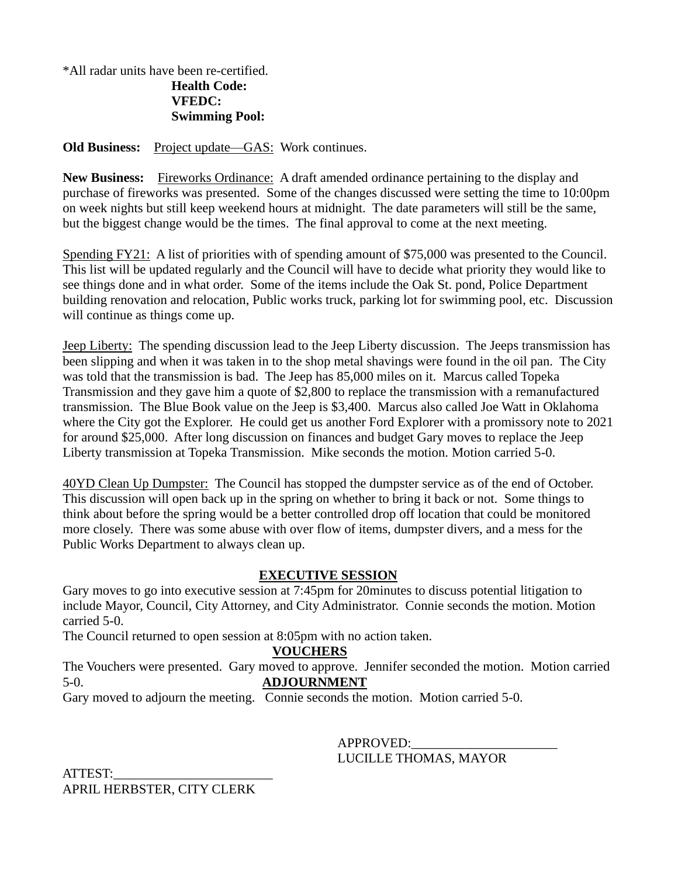*All radar units have been re-certified.

**Health Code:**

**VFEDC:**

**Swimming Pool:**

**Old Business:** Project update—GAS: Work continues.

**New Business:** Fireworks Ordinance: A draft amended ordinance pertaining to the display and purchase of fireworks was presented. Some of the changes discussed were setting the time to 10:00pm on week nights but still keep weekend hours at midnight. The date parameters will still be the same, but the biggest change would be the times. The final approval to come at the next meeting.

Spending FY21: A list of priorities with of spending amount of $75,000 was presented to the Council. This list will be updated regularly and the Council will have to decide what priority they would like to see things done and in what order. Some of the items include the Oak St. pond, Police Department building renovation and relocation, Public works truck, parking lot for swimming pool, etc. Discussion will continue as things come up.

Jeep Liberty: The spending discussion lead to the Jeep Liberty discussion. The Jeeps transmission has been slipping and when it was taken in to the shop metal shavings were found in the oil pan. The City was told that the transmission is bad. The Jeep has 85,000 miles on it. Marcus called Topeka Transmission and they gave him a quote of $2,800 to replace the transmission with a remanufactured transmission. The Blue Book value on the Jeep is $3,400. Marcus also called Joe Watt in Oklahoma where the City got the Explorer. He could get us another Ford Explorer with a promissory note to 2021 for around $25,000. After long discussion on finances and budget Gary moves to replace the Jeep Liberty transmission at Topeka Transmission. Mike seconds the motion. Motion carried 5-0.

40YD Clean Up Dumpster: The Council has stopped the dumpster service as of the end of October. This discussion will open back up in the spring on whether to bring it back or not. Some things to think about before the spring would be a better controlled drop off location that could be monitored more closely. There was some abuse with over flow of items, dumpster divers, and a mess for the Public Works Department to always clean up.

**EXECUTIVE SESSION**

Gary moves to go into executive session at 7:45pm for 20minutes to discuss potential litigation to include Mayor, Council, City Attorney, and City Administrator. Connie seconds the motion. Motion carried 5-0.

The Council returned to open session at 8:05pm with no action taken.

**VOUCHERS**

The Vouchers were presented. Gary moved to approve. Jennifer seconded the motion. Motion carried 5-0.

**ADJOURNMENT**

Gary moved to adjourn the meeting. Connie seconds the motion. Motion carried 5-0.

APPROVED:______________________
LUCILLE THOMAS, MAYOR

ATTEST:________________________
APRIL HERBSTER, CITY CLERK